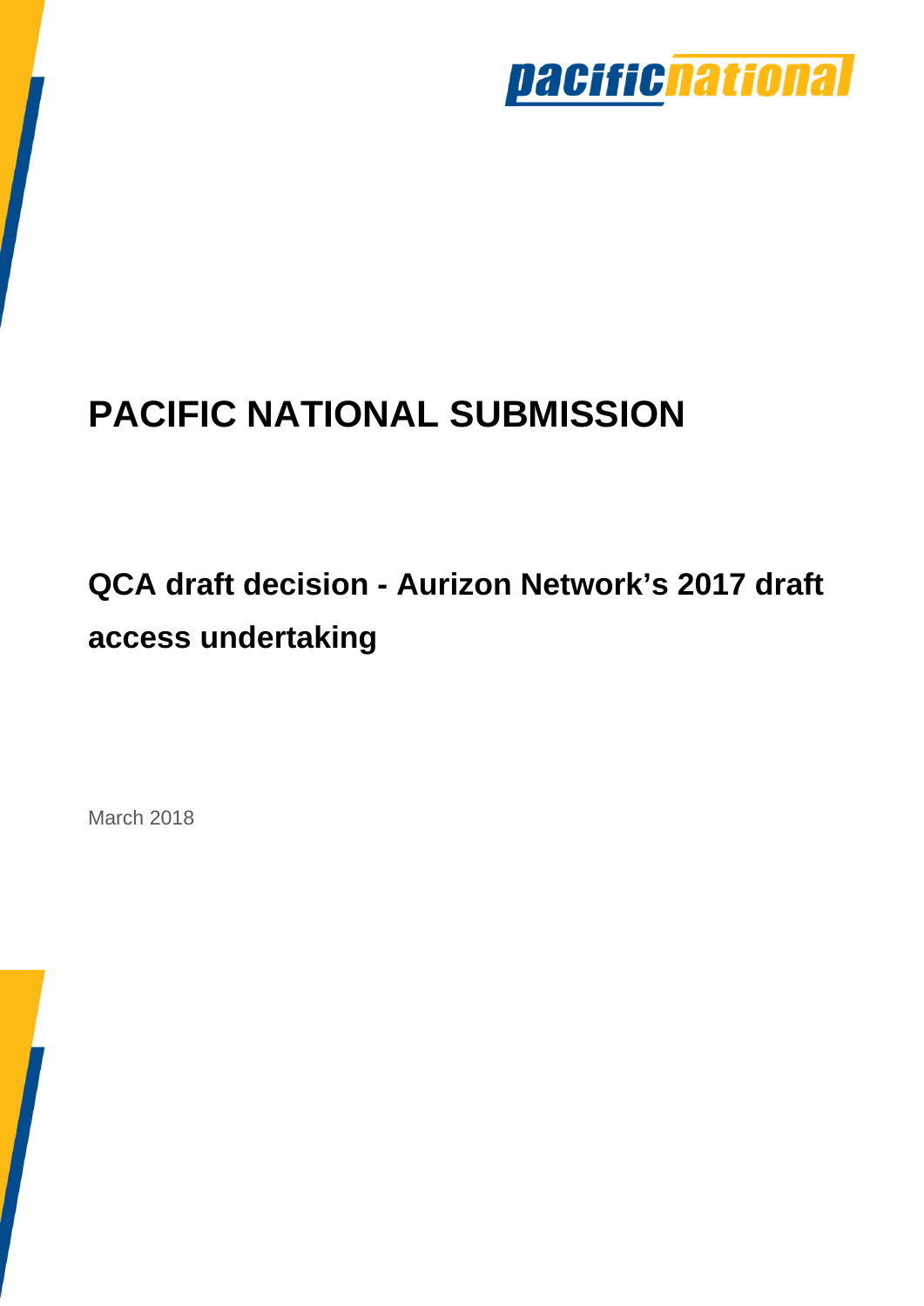# PACIFIC NATIONAL SUBMISSION

## QCA draft decision - Aurizon Network's 2017 draft access undertaking

March 2018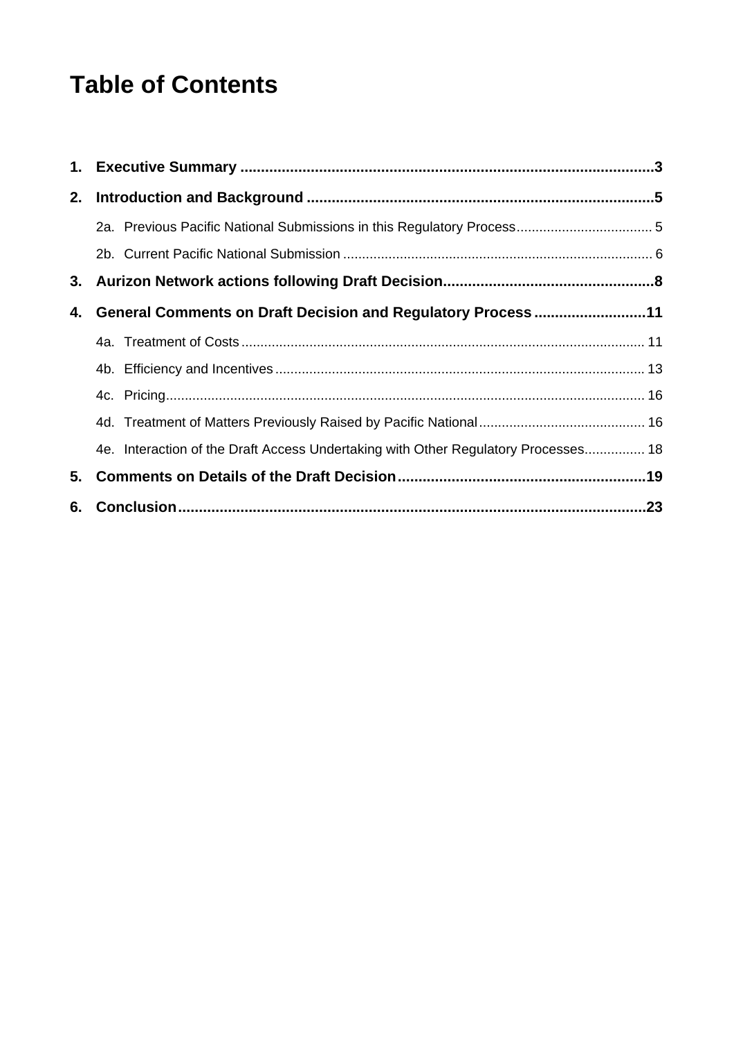# Table of Contents

1. **Executive Summary** .......... 3
2. **Introduction and Background** .......... 5
   - 2a. Previous Pacific National Submissions in this Regulatory Process .......... 5
   - 2b. Current Pacific National Submission .......... 6
3. **Aurizon Network actions following Draft Decision** .......... 8
4. **General Comments on Draft Decision and Regulatory Process** .......... 11
   - 4a. Treatment of Costs .......... 11
   - 4b. Efficiency and Incentives .......... 13
   - 4c. Pricing .......... 16
   - 4d. Treatment of Matters Previously Raised by Pacific National .......... 16
   - 4e. Interaction of the Draft Access Undertaking with Other Regulatory Processes .......... 18
5. **Comments on Details of the Draft Decision** .......... 19
6. **Conclusion** .......... 23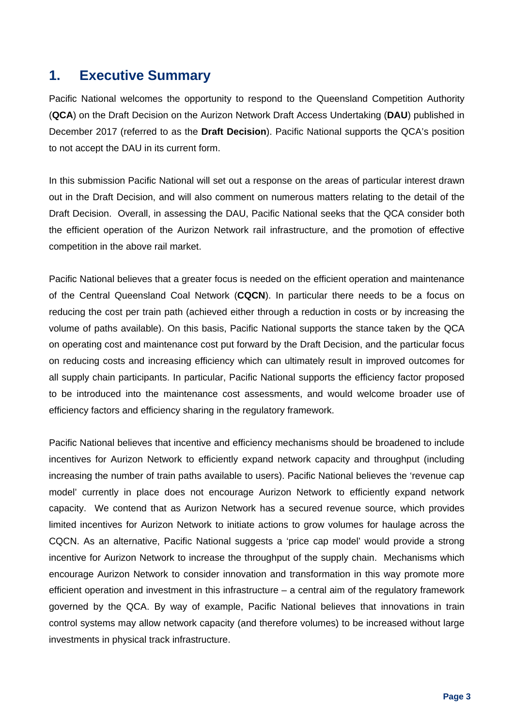# 1. Executive Summary

Pacific National welcomes the opportunity to respond to the Queensland Competition Authority (**QCA**) on the Draft Decision on the Aurizon Network Draft Access Undertaking (**DAU**) published in December 2017 (referred to as the **Draft Decision**). Pacific National supports the QCA's position to not accept the DAU in its current form.

In this submission Pacific National will set out a response on the areas of particular interest drawn out in the Draft Decision, and will also comment on numerous matters relating to the detail of the Draft Decision. Overall, in assessing the DAU, Pacific National seeks that the QCA consider both the efficient operation of the Aurizon Network rail infrastructure, and the promotion of effective competition in the above rail market.

Pacific National believes that a greater focus is needed on the efficient operation and maintenance of the Central Queensland Coal Network (**CQCN**). In particular there needs to be a focus on reducing the cost per train path (achieved either through a reduction in costs or by increasing the volume of paths available). On this basis, Pacific National supports the stance taken by the QCA on operating cost and maintenance cost put forward by the Draft Decision, and the particular focus on reducing costs and increasing efficiency which can ultimately result in improved outcomes for all supply chain participants. In particular, Pacific National supports the efficiency factor proposed to be introduced into the maintenance cost assessments, and would welcome broader use of efficiency factors and efficiency sharing in the regulatory framework.

Pacific National believes that incentive and efficiency mechanisms should be broadened to include incentives for Aurizon Network to efficiently expand network capacity and throughput (including increasing the number of train paths available to users). Pacific National believes the 'revenue cap model' currently in place does not encourage Aurizon Network to efficiently expand network capacity. We contend that as Aurizon Network has a secured revenue source, which provides limited incentives for Aurizon Network to initiate actions to grow volumes for haulage across the CQCN. As an alternative, Pacific National suggests a 'price cap model' would provide a strong incentive for Aurizon Network to increase the throughput of the supply chain. Mechanisms which encourage Aurizon Network to consider innovation and transformation in this way promote more efficient operation and investment in this infrastructure – a central aim of the regulatory framework governed by the QCA. By way of example, Pacific National believes that innovations in train control systems may allow network capacity (and therefore volumes) to be increased without large investments in physical track infrastructure.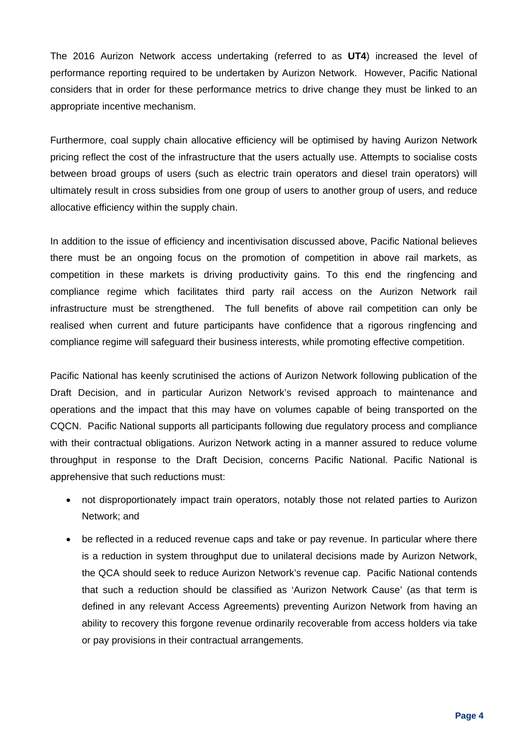The 2016 Aurizon Network access undertaking (referred to as **UT4**) increased the level of performance reporting required to be undertaken by Aurizon Network. However, Pacific National considers that in order for these performance metrics to drive change they must be linked to an appropriate incentive mechanism.

Furthermore, coal supply chain allocative efficiency will be optimised by having Aurizon Network pricing reflect the cost of the infrastructure that the users actually use. Attempts to socialise costs between broad groups of users (such as electric train operators and diesel train operators) will ultimately result in cross subsidies from one group of users to another group of users, and reduce allocative efficiency within the supply chain.

In addition to the issue of efficiency and incentivisation discussed above, Pacific National believes there must be an ongoing focus on the promotion of competition in above rail markets, as competition in these markets is driving productivity gains. To this end the ringfencing and compliance regime which facilitates third party rail access on the Aurizon Network rail infrastructure must be strengthened. The full benefits of above rail competition can only be realised when current and future participants have confidence that a rigorous ringfencing and compliance regime will safeguard their business interests, while promoting effective competition.

Pacific National has keenly scrutinised the actions of Aurizon Network following publication of the Draft Decision, and in particular Aurizon Network's revised approach to maintenance and operations and the impact that this may have on volumes capable of being transported on the CQCN. Pacific National supports all participants following due regulatory process and compliance with their contractual obligations. Aurizon Network acting in a manner assured to reduce volume throughput in response to the Draft Decision, concerns Pacific National. Pacific National is apprehensive that such reductions must:

- not disproportionately impact train operators, notably those not related parties to Aurizon Network; and
- be reflected in a reduced revenue caps and take or pay revenue. In particular where there is a reduction in system throughput due to unilateral decisions made by Aurizon Network, the QCA should seek to reduce Aurizon Network's revenue cap. Pacific National contends that such a reduction should be classified as 'Aurizon Network Cause' (as that term is defined in any relevant Access Agreements) preventing Aurizon Network from having an ability to recovery this forgone revenue ordinarily recoverable from access holders via take or pay provisions in their contractual arrangements.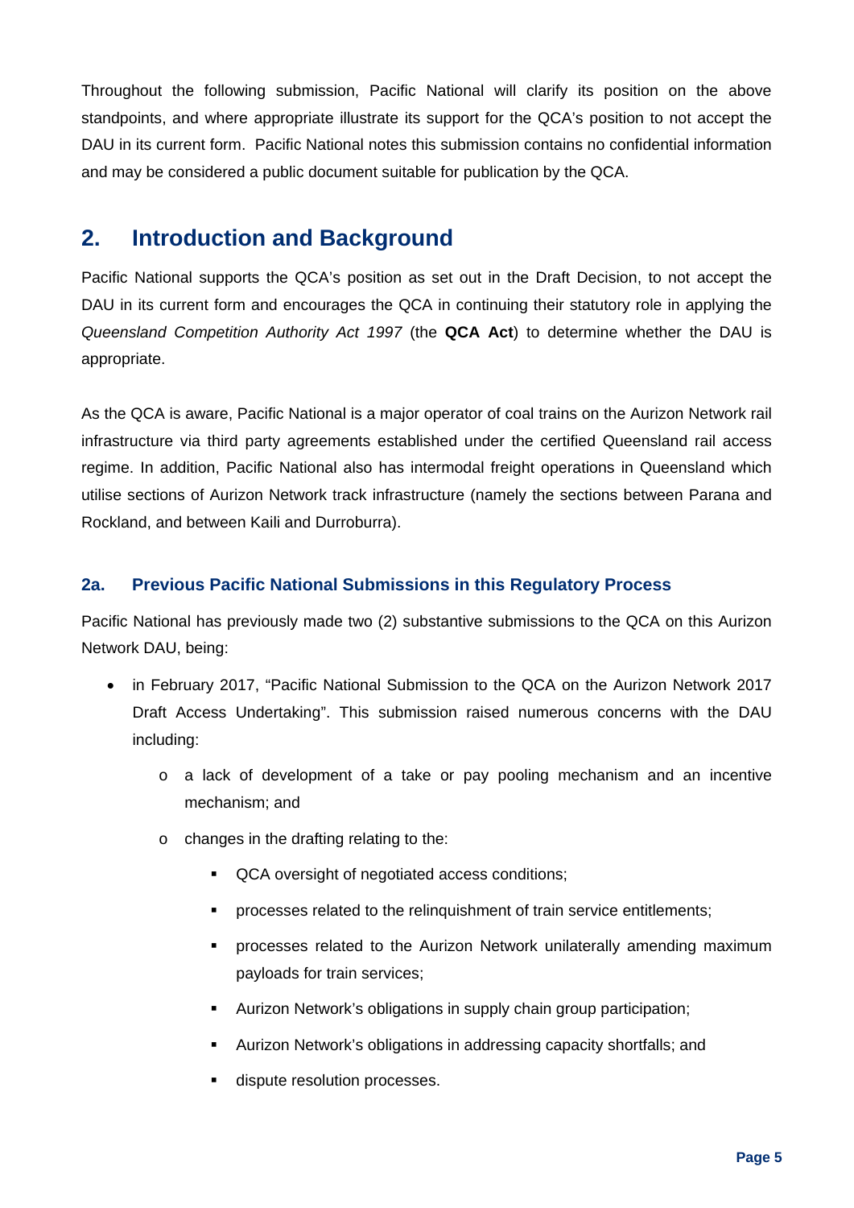Throughout the following submission, Pacific National will clarify its position on the above standpoints, and where appropriate illustrate its support for the QCA's position to not accept the DAU in its current form. Pacific National notes this submission contains no confidential information and may be considered a public document suitable for publication by the QCA.

## 2. Introduction and Background

Pacific National supports the QCA's position as set out in the Draft Decision, to not accept the DAU in its current form and encourages the QCA in continuing their statutory role in applying the *Queensland Competition Authority Act 1997* (the **QCA Act**) to determine whether the DAU is appropriate.

As the QCA is aware, Pacific National is a major operator of coal trains on the Aurizon Network rail infrastructure via third party agreements established under the certified Queensland rail access regime. In addition, Pacific National also has intermodal freight operations in Queensland which utilise sections of Aurizon Network track infrastructure (namely the sections between Parana and Rockland, and between Kaili and Durroburra).

### 2a. Previous Pacific National Submissions in this Regulatory Process

Pacific National has previously made two (2) substantive submissions to the QCA on this Aurizon Network DAU, being:

- in February 2017, "Pacific National Submission to the QCA on the Aurizon Network 2017 Draft Access Undertaking". This submission raised numerous concerns with the DAU including:
    - a lack of development of a take or pay pooling mechanism and an incentive mechanism; and
    - changes in the drafting relating to the:
        - QCA oversight of negotiated access conditions;
        - processes related to the relinquishment of train service entitlements;
        - processes related to the Aurizon Network unilaterally amending maximum payloads for train services;
        - Aurizon Network's obligations in supply chain group participation;
        - Aurizon Network's obligations in addressing capacity shortfalls; and
        - dispute resolution processes.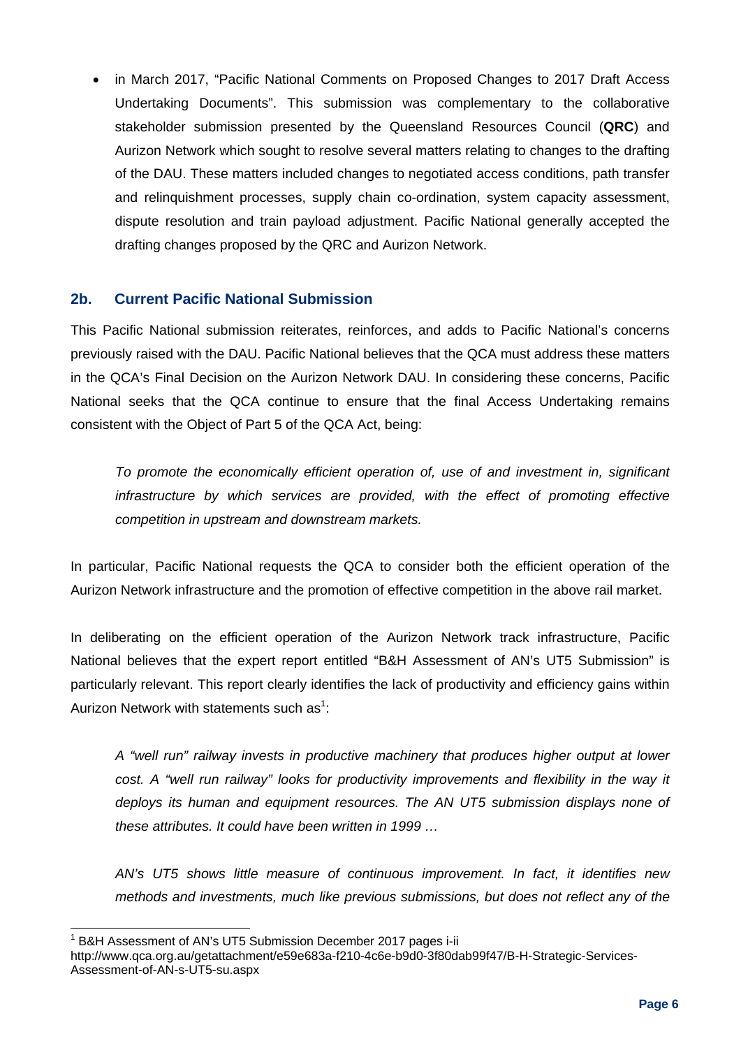- in March 2017, "Pacific National Comments on Proposed Changes to 2017 Draft Access Undertaking Documents". This submission was complementary to the collaborative stakeholder submission presented by the Queensland Resources Council (**QRC**) and Aurizon Network which sought to resolve several matters relating to changes to the drafting of the DAU. These matters included changes to negotiated access conditions, path transfer and relinquishment processes, supply chain co-ordination, system capacity assessment, dispute resolution and train payload adjustment. Pacific National generally accepted the drafting changes proposed by the QRC and Aurizon Network.

## 2b. Current Pacific National Submission

This Pacific National submission reiterates, reinforces, and adds to Pacific National's concerns previously raised with the DAU. Pacific National believes that the QCA must address these matters in the QCA's Final Decision on the Aurizon Network DAU. In considering these concerns, Pacific National seeks that the QCA continue to ensure that the final Access Undertaking remains consistent with the Object of Part 5 of the QCA Act, being:

> *To promote the economically efficient operation of, use of and investment in, significant infrastructure by which services are provided, with the effect of promoting effective competition in upstream and downstream markets.*

In particular, Pacific National requests the QCA to consider both the efficient operation of the Aurizon Network infrastructure and the promotion of effective competition in the above rail market.

In deliberating on the efficient operation of the Aurizon Network track infrastructure, Pacific National believes that the expert report entitled "B&H Assessment of AN's UT5 Submission" is particularly relevant. This report clearly identifies the lack of productivity and efficiency gains within Aurizon Network with statements such as[1]:

> *A "well run" railway invests in productive machinery that produces higher output at lower cost. A "well run railway" looks for productivity improvements and flexibility in the way it deploys its human and equipment resources. The AN UT5 submission displays none of these attributes. It could have been written in 1999 …*
>
> *AN's UT5 shows little measure of continuous improvement. In fact, it identifies new methods and investments, much like previous submissions, but does not reflect any of the*

[1] B&H Assessment of AN's UT5 Submission December 2017 pages i-ii http://www.qca.org.au/getattachment/e59e683a-f210-4c6e-b9d0-3f80dab99f47/B-H-Strategic-Services-Assessment-of-AN-s-UT5-su.aspx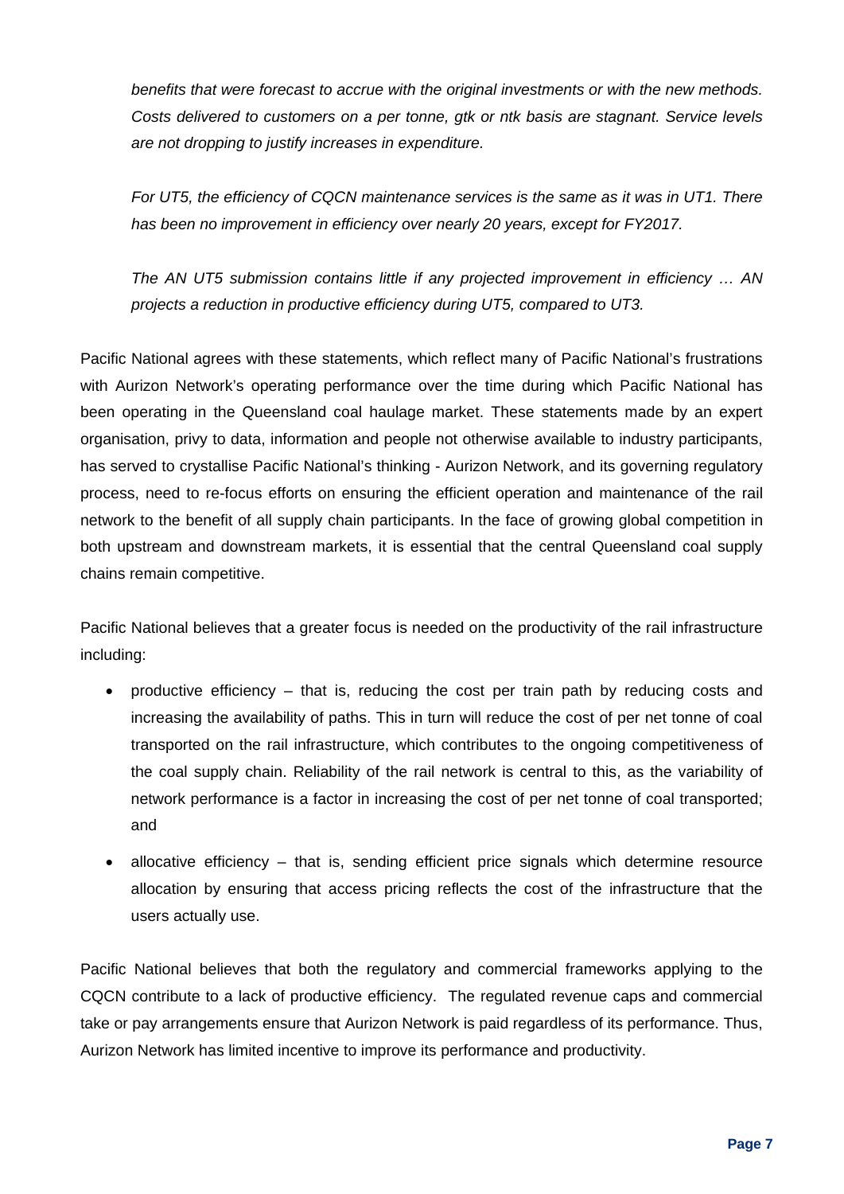> *benefits that were forecast to accrue with the original investments or with the new methods. Costs delivered to customers on a per tonne, gtk or ntk basis are stagnant. Service levels are not dropping to justify increases in expenditure.*
>
> *For UT5, the efficiency of CQCN maintenance services is the same as it was in UT1. There has been no improvement in efficiency over nearly 20 years, except for FY2017.*
>
> *The AN UT5 submission contains little if any projected improvement in efficiency … AN projects a reduction in productive efficiency during UT5, compared to UT3.*

Pacific National agrees with these statements, which reflect many of Pacific National's frustrations with Aurizon Network's operating performance over the time during which Pacific National has been operating in the Queensland coal haulage market. These statements made by an expert organisation, privy to data, information and people not otherwise available to industry participants, has served to crystallise Pacific National's thinking - Aurizon Network, and its governing regulatory process, need to re-focus efforts on ensuring the efficient operation and maintenance of the rail network to the benefit of all supply chain participants. In the face of growing global competition in both upstream and downstream markets, it is essential that the central Queensland coal supply chains remain competitive.

Pacific National believes that a greater focus is needed on the productivity of the rail infrastructure including:

- productive efficiency – that is, reducing the cost per train path by reducing costs and increasing the availability of paths. This in turn will reduce the cost of per net tonne of coal transported on the rail infrastructure, which contributes to the ongoing competitiveness of the coal supply chain. Reliability of the rail network is central to this, as the variability of network performance is a factor in increasing the cost of per net tonne of coal transported; and
- allocative efficiency – that is, sending efficient price signals which determine resource allocation by ensuring that access pricing reflects the cost of the infrastructure that the users actually use.

Pacific National believes that both the regulatory and commercial frameworks applying to the CQCN contribute to a lack of productive efficiency. The regulated revenue caps and commercial take or pay arrangements ensure that Aurizon Network is paid regardless of its performance. Thus, Aurizon Network has limited incentive to improve its performance and productivity.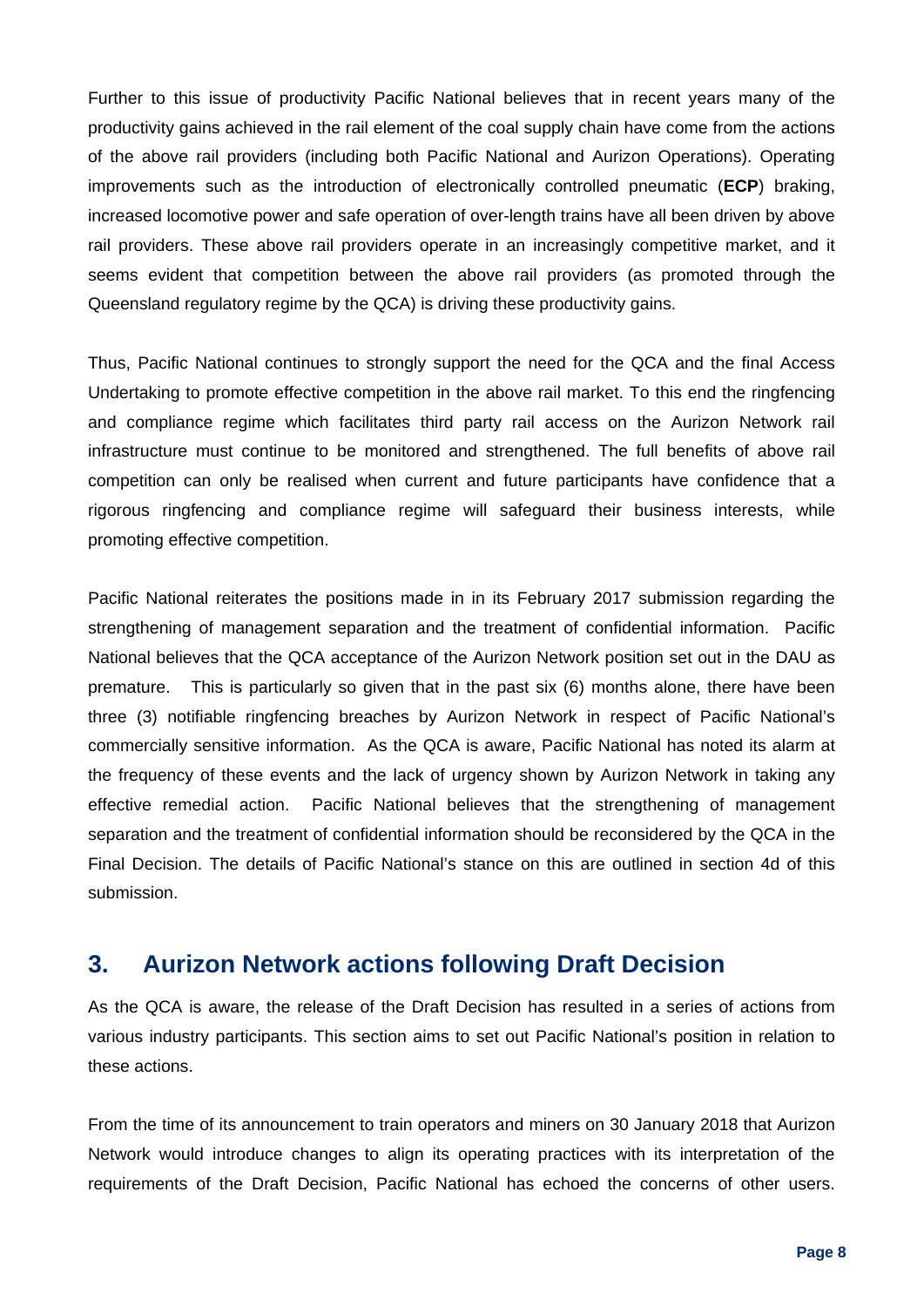Further to this issue of productivity Pacific National believes that in recent years many of the productivity gains achieved in the rail element of the coal supply chain have come from the actions of the above rail providers (including both Pacific National and Aurizon Operations). Operating improvements such as the introduction of electronically controlled pneumatic (**ECP**) braking, increased locomotive power and safe operation of over-length trains have all been driven by above rail providers. These above rail providers operate in an increasingly competitive market, and it seems evident that competition between the above rail providers (as promoted through the Queensland regulatory regime by the QCA) is driving these productivity gains.

Thus, Pacific National continues to strongly support the need for the QCA and the final Access Undertaking to promote effective competition in the above rail market. To this end the ringfencing and compliance regime which facilitates third party rail access on the Aurizon Network rail infrastructure must continue to be monitored and strengthened. The full benefits of above rail competition can only be realised when current and future participants have confidence that a rigorous ringfencing and compliance regime will safeguard their business interests, while promoting effective competition.

Pacific National reiterates the positions made in in its February 2017 submission regarding the strengthening of management separation and the treatment of confidential information. Pacific National believes that the QCA acceptance of the Aurizon Network position set out in the DAU as premature. This is particularly so given that in the past six (6) months alone, there have been three (3) notifiable ringfencing breaches by Aurizon Network in respect of Pacific National's commercially sensitive information. As the QCA is aware, Pacific National has noted its alarm at the frequency of these events and the lack of urgency shown by Aurizon Network in taking any effective remedial action. Pacific National believes that the strengthening of management separation and the treatment of confidential information should be reconsidered by the QCA in the Final Decision. The details of Pacific National's stance on this are outlined in section 4d of this submission.

## 3. Aurizon Network actions following Draft Decision

As the QCA is aware, the release of the Draft Decision has resulted in a series of actions from various industry participants. This section aims to set out Pacific National's position in relation to these actions.

From the time of its announcement to train operators and miners on 30 January 2018 that Aurizon Network would introduce changes to align its operating practices with its interpretation of the requirements of the Draft Decision, Pacific National has echoed the concerns of other users.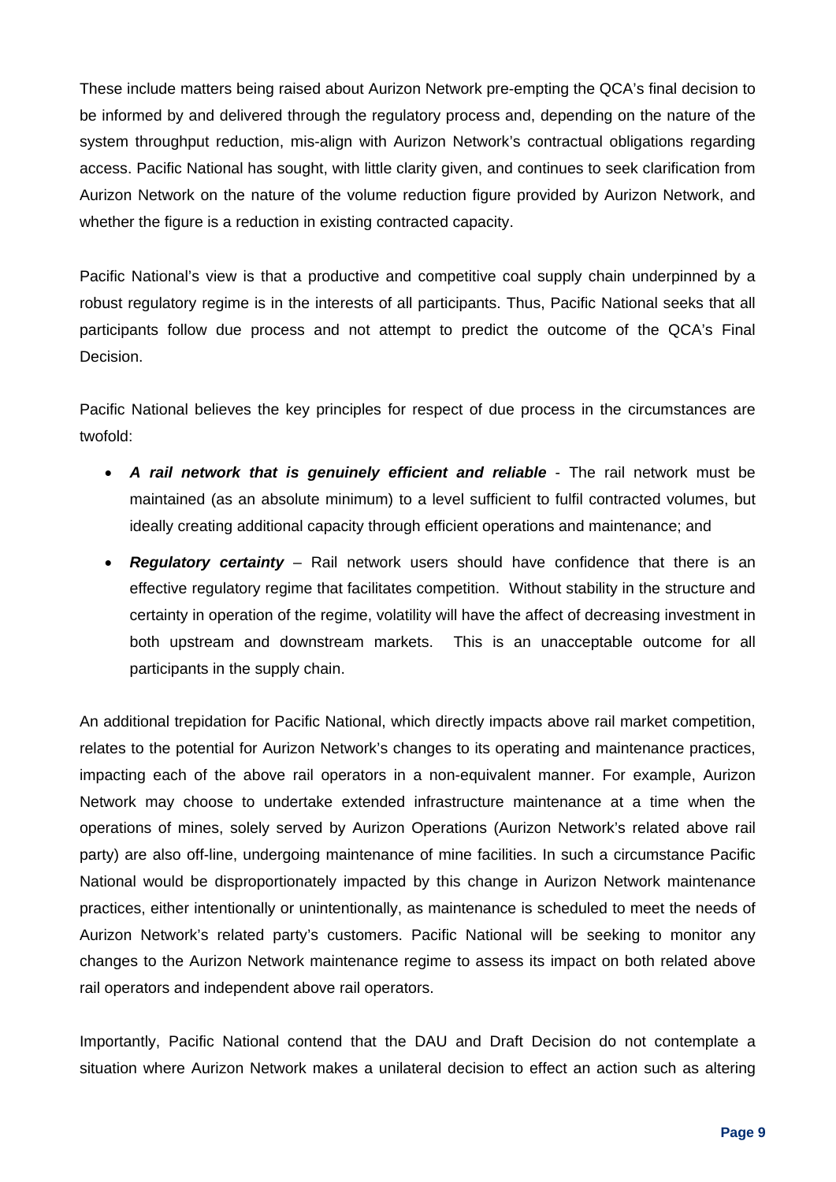These include matters being raised about Aurizon Network pre-empting the QCA's final decision to be informed by and delivered through the regulatory process and, depending on the nature of the system throughput reduction, mis-align with Aurizon Network's contractual obligations regarding access. Pacific National has sought, with little clarity given, and continues to seek clarification from Aurizon Network on the nature of the volume reduction figure provided by Aurizon Network, and whether the figure is a reduction in existing contracted capacity.

Pacific National's view is that a productive and competitive coal supply chain underpinned by a robust regulatory regime is in the interests of all participants. Thus, Pacific National seeks that all participants follow due process and not attempt to predict the outcome of the QCA's Final Decision.

Pacific National believes the key principles for respect of due process in the circumstances are twofold:

- ***A rail network that is genuinely efficient and reliable*** - The rail network must be maintained (as an absolute minimum) to a level sufficient to fulfil contracted volumes, but ideally creating additional capacity through efficient operations and maintenance; and
- ***Regulatory certainty*** – Rail network users should have confidence that there is an effective regulatory regime that facilitates competition. Without stability in the structure and certainty in operation of the regime, volatility will have the affect of decreasing investment in both upstream and downstream markets. This is an unacceptable outcome for all participants in the supply chain.

An additional trepidation for Pacific National, which directly impacts above rail market competition, relates to the potential for Aurizon Network's changes to its operating and maintenance practices, impacting each of the above rail operators in a non-equivalent manner. For example, Aurizon Network may choose to undertake extended infrastructure maintenance at a time when the operations of mines, solely served by Aurizon Operations (Aurizon Network's related above rail party) are also off-line, undergoing maintenance of mine facilities. In such a circumstance Pacific National would be disproportionately impacted by this change in Aurizon Network maintenance practices, either intentionally or unintentionally, as maintenance is scheduled to meet the needs of Aurizon Network's related party's customers. Pacific National will be seeking to monitor any changes to the Aurizon Network maintenance regime to assess its impact on both related above rail operators and independent above rail operators.

Importantly, Pacific National contend that the DAU and Draft Decision do not contemplate a situation where Aurizon Network makes a unilateral decision to effect an action such as altering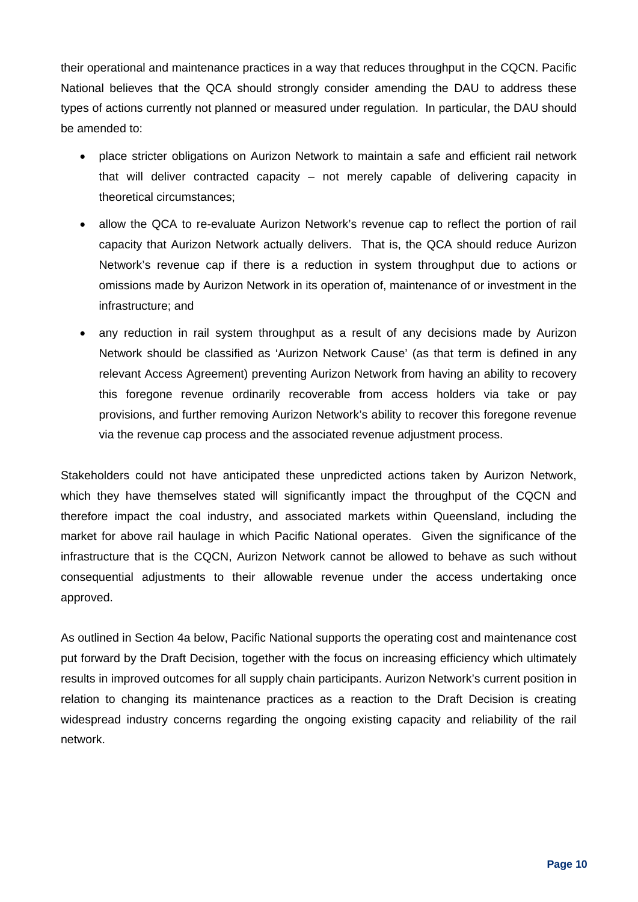their operational and maintenance practices in a way that reduces throughput in the CQCN. Pacific National believes that the QCA should strongly consider amending the DAU to address these types of actions currently not planned or measured under regulation. In particular, the DAU should be amended to:

- place stricter obligations on Aurizon Network to maintain a safe and efficient rail network that will deliver contracted capacity – not merely capable of delivering capacity in theoretical circumstances;
- allow the QCA to re-evaluate Aurizon Network's revenue cap to reflect the portion of rail capacity that Aurizon Network actually delivers. That is, the QCA should reduce Aurizon Network's revenue cap if there is a reduction in system throughput due to actions or omissions made by Aurizon Network in its operation of, maintenance of or investment in the infrastructure; and
- any reduction in rail system throughput as a result of any decisions made by Aurizon Network should be classified as 'Aurizon Network Cause' (as that term is defined in any relevant Access Agreement) preventing Aurizon Network from having an ability to recovery this foregone revenue ordinarily recoverable from access holders via take or pay provisions, and further removing Aurizon Network's ability to recover this foregone revenue via the revenue cap process and the associated revenue adjustment process.

Stakeholders could not have anticipated these unpredicted actions taken by Aurizon Network, which they have themselves stated will significantly impact the throughput of the CQCN and therefore impact the coal industry, and associated markets within Queensland, including the market for above rail haulage in which Pacific National operates. Given the significance of the infrastructure that is the CQCN, Aurizon Network cannot be allowed to behave as such without consequential adjustments to their allowable revenue under the access undertaking once approved.

As outlined in Section 4a below, Pacific National supports the operating cost and maintenance cost put forward by the Draft Decision, together with the focus on increasing efficiency which ultimately results in improved outcomes for all supply chain participants. Aurizon Network's current position in relation to changing its maintenance practices as a reaction to the Draft Decision is creating widespread industry concerns regarding the ongoing existing capacity and reliability of the rail network.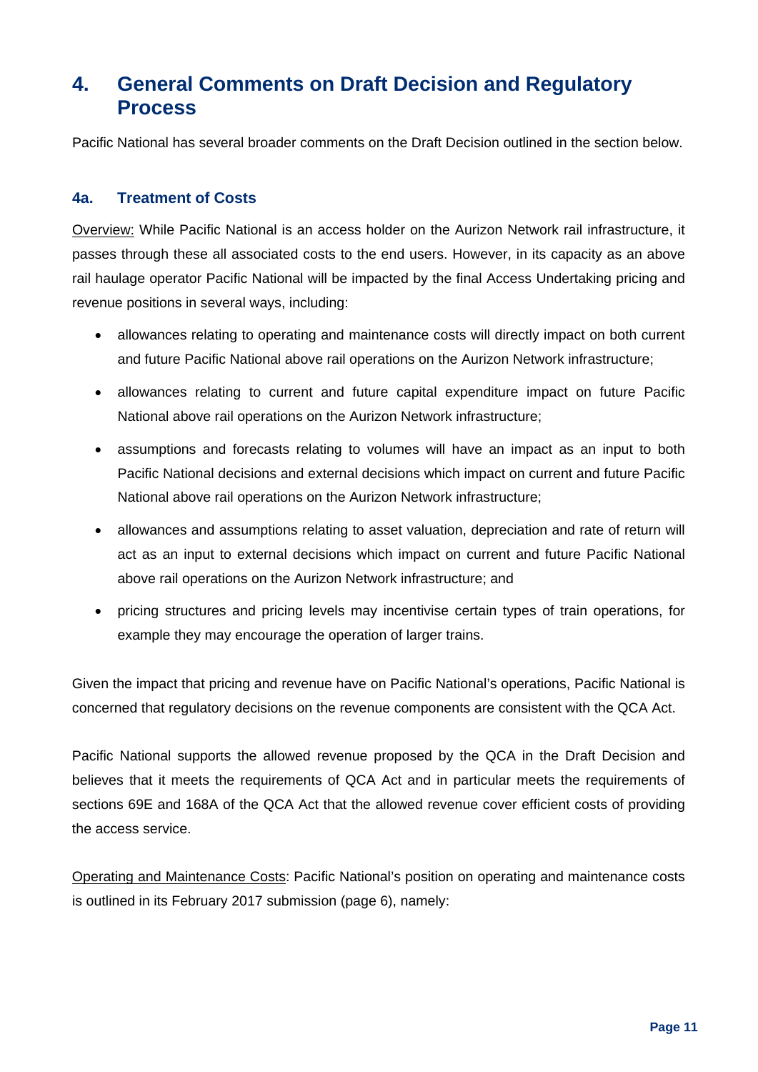# 4. General Comments on Draft Decision and Regulatory Process

Pacific National has several broader comments on the Draft Decision outlined in the section below.

## 4a. Treatment of Costs

Overview: While Pacific National is an access holder on the Aurizon Network rail infrastructure, it passes through these all associated costs to the end users. However, in its capacity as an above rail haulage operator Pacific National will be impacted by the final Access Undertaking pricing and revenue positions in several ways, including:

- allowances relating to operating and maintenance costs will directly impact on both current and future Pacific National above rail operations on the Aurizon Network infrastructure;
- allowances relating to current and future capital expenditure impact on future Pacific National above rail operations on the Aurizon Network infrastructure;
- assumptions and forecasts relating to volumes will have an impact as an input to both Pacific National decisions and external decisions which impact on current and future Pacific National above rail operations on the Aurizon Network infrastructure;
- allowances and assumptions relating to asset valuation, depreciation and rate of return will act as an input to external decisions which impact on current and future Pacific National above rail operations on the Aurizon Network infrastructure; and
- pricing structures and pricing levels may incentivise certain types of train operations, for example they may encourage the operation of larger trains.

Given the impact that pricing and revenue have on Pacific National's operations, Pacific National is concerned that regulatory decisions on the revenue components are consistent with the QCA Act.

Pacific National supports the allowed revenue proposed by the QCA in the Draft Decision and believes that it meets the requirements of QCA Act and in particular meets the requirements of sections 69E and 168A of the QCA Act that the allowed revenue cover efficient costs of providing the access service.

Operating and Maintenance Costs: Pacific National's position on operating and maintenance costs is outlined in its February 2017 submission (page 6), namely: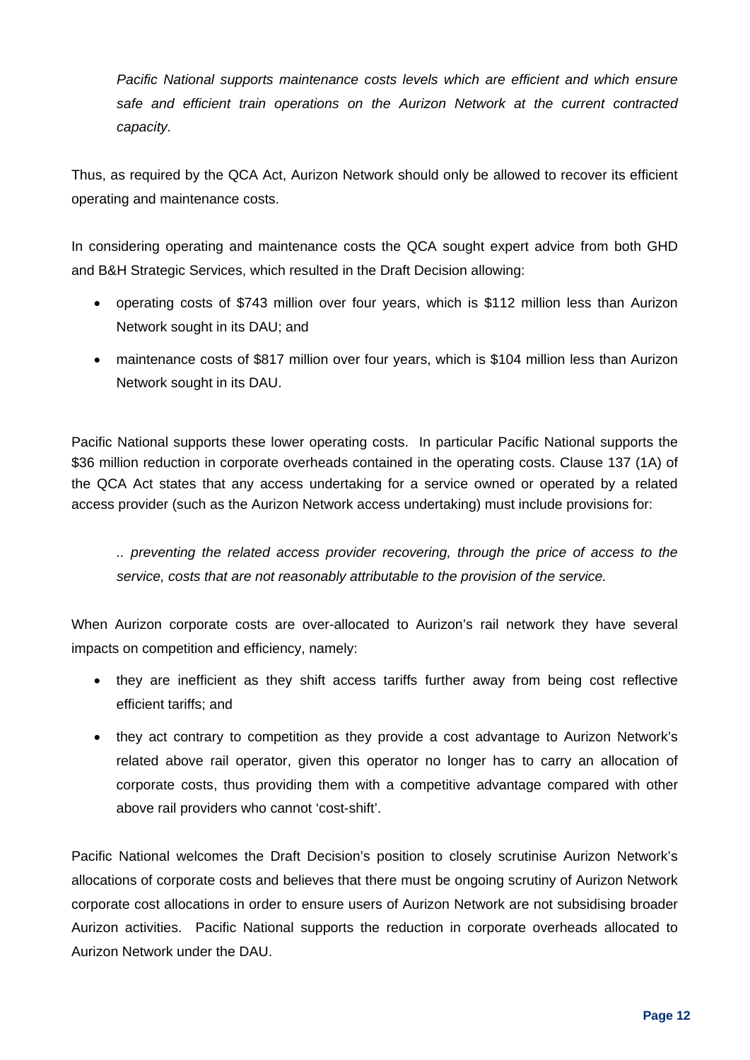*Pacific National supports maintenance costs levels which are efficient and which ensure safe and efficient train operations on the Aurizon Network at the current contracted capacity.*

Thus, as required by the QCA Act, Aurizon Network should only be allowed to recover its efficient operating and maintenance costs.

In considering operating and maintenance costs the QCA sought expert advice from both GHD and B&H Strategic Services, which resulted in the Draft Decision allowing:

- operating costs of $743 million over four years, which is $112 million less than Aurizon Network sought in its DAU; and
- maintenance costs of $817 million over four years, which is $104 million less than Aurizon Network sought in its DAU.

Pacific National supports these lower operating costs. In particular Pacific National supports the $36 million reduction in corporate overheads contained in the operating costs. Clause 137 (1A) of the QCA Act states that any access undertaking for a service owned or operated by a related access provider (such as the Aurizon Network access undertaking) must include provisions for:

*.. preventing the related access provider recovering, through the price of access to the service, costs that are not reasonably attributable to the provision of the service.*

When Aurizon corporate costs are over-allocated to Aurizon's rail network they have several impacts on competition and efficiency, namely:

- they are inefficient as they shift access tariffs further away from being cost reflective efficient tariffs; and
- they act contrary to competition as they provide a cost advantage to Aurizon Network's related above rail operator, given this operator no longer has to carry an allocation of corporate costs, thus providing them with a competitive advantage compared with other above rail providers who cannot 'cost-shift'.

Pacific National welcomes the Draft Decision's position to closely scrutinise Aurizon Network's allocations of corporate costs and believes that there must be ongoing scrutiny of Aurizon Network corporate cost allocations in order to ensure users of Aurizon Network are not subsidising broader Aurizon activities. Pacific National supports the reduction in corporate overheads allocated to Aurizon Network under the DAU.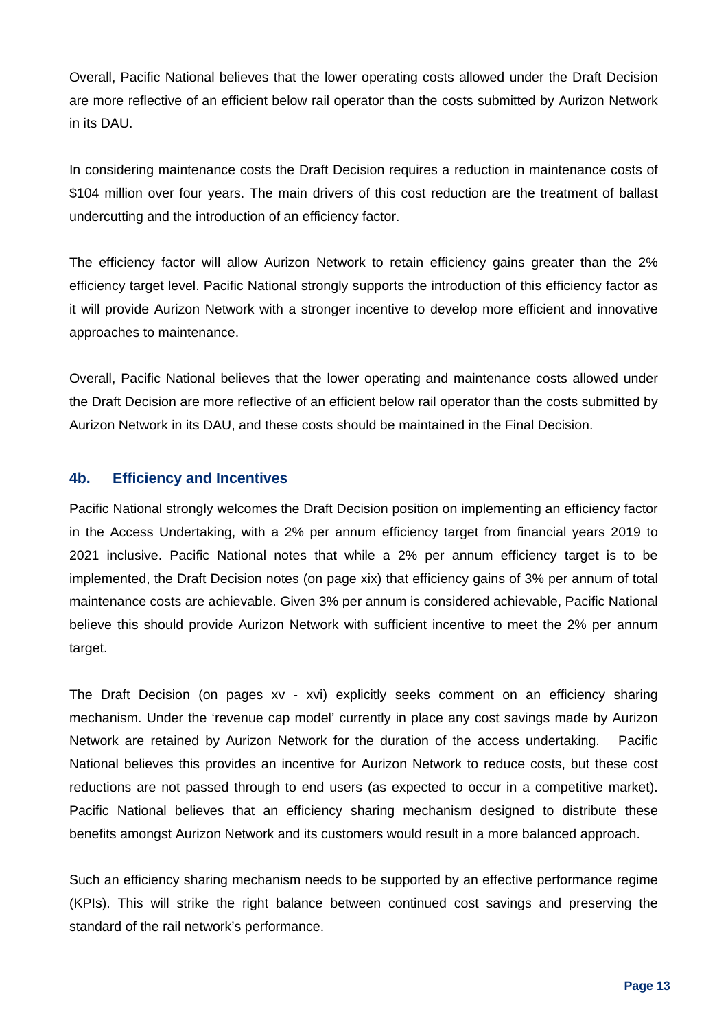Overall, Pacific National believes that the lower operating costs allowed under the Draft Decision are more reflective of an efficient below rail operator than the costs submitted by Aurizon Network in its DAU.

In considering maintenance costs the Draft Decision requires a reduction in maintenance costs of $104 million over four years. The main drivers of this cost reduction are the treatment of ballast undercutting and the introduction of an efficiency factor.

The efficiency factor will allow Aurizon Network to retain efficiency gains greater than the 2% efficiency target level. Pacific National strongly supports the introduction of this efficiency factor as it will provide Aurizon Network with a stronger incentive to develop more efficient and innovative approaches to maintenance.

Overall, Pacific National believes that the lower operating and maintenance costs allowed under the Draft Decision are more reflective of an efficient below rail operator than the costs submitted by Aurizon Network in its DAU, and these costs should be maintained in the Final Decision.

## 4b. Efficiency and Incentives

Pacific National strongly welcomes the Draft Decision position on implementing an efficiency factor in the Access Undertaking, with a 2% per annum efficiency target from financial years 2019 to 2021 inclusive. Pacific National notes that while a 2% per annum efficiency target is to be implemented, the Draft Decision notes (on page xix) that efficiency gains of 3% per annum of total maintenance costs are achievable. Given 3% per annum is considered achievable, Pacific National believe this should provide Aurizon Network with sufficient incentive to meet the 2% per annum target.

The Draft Decision (on pages xv - xvi) explicitly seeks comment on an efficiency sharing mechanism. Under the 'revenue cap model' currently in place any cost savings made by Aurizon Network are retained by Aurizon Network for the duration of the access undertaking. Pacific National believes this provides an incentive for Aurizon Network to reduce costs, but these cost reductions are not passed through to end users (as expected to occur in a competitive market). Pacific National believes that an efficiency sharing mechanism designed to distribute these benefits amongst Aurizon Network and its customers would result in a more balanced approach.

Such an efficiency sharing mechanism needs to be supported by an effective performance regime (KPIs). This will strike the right balance between continued cost savings and preserving the standard of the rail network's performance.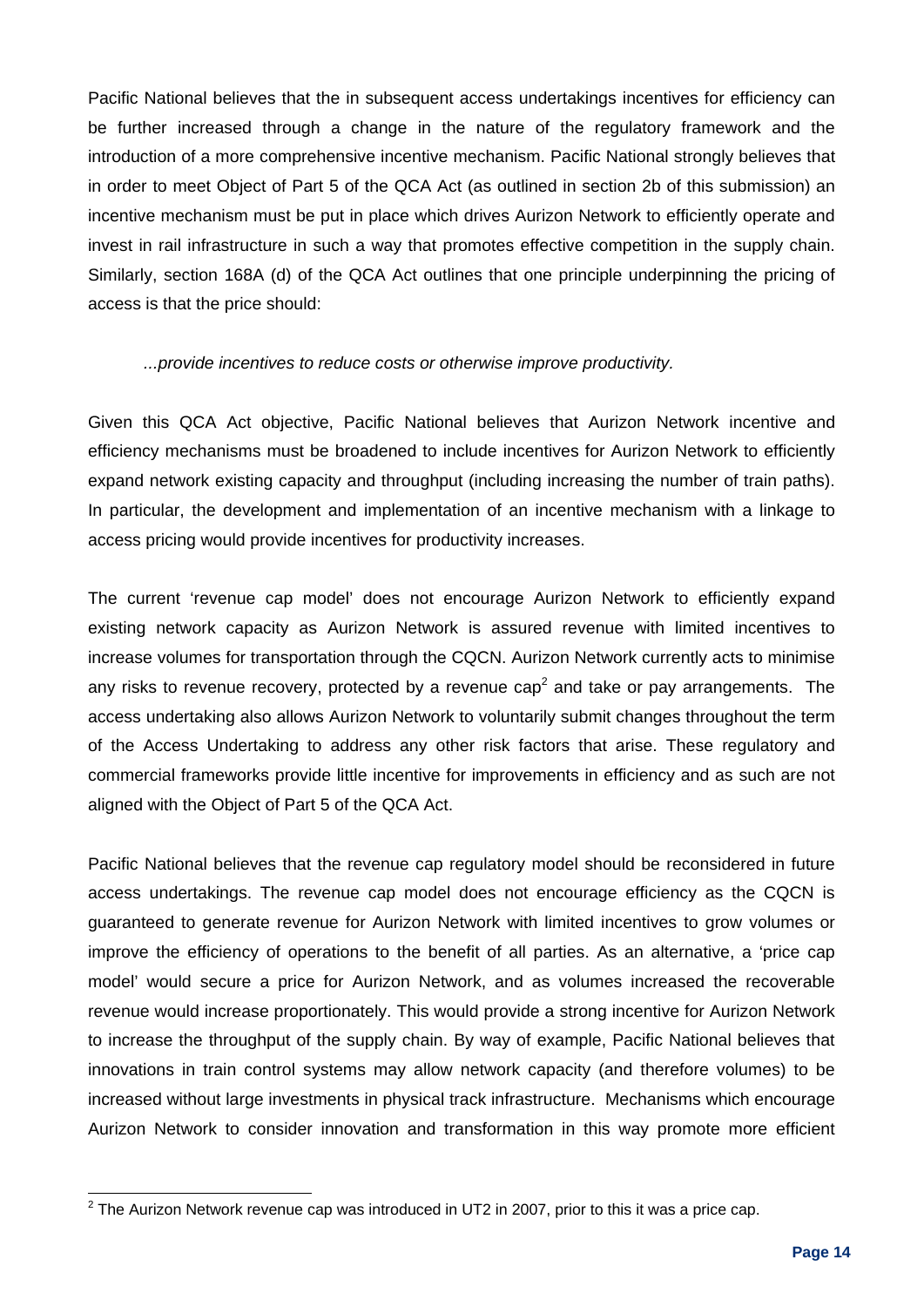Pacific National believes that the in subsequent access undertakings incentives for efficiency can be further increased through a change in the nature of the regulatory framework and the introduction of a more comprehensive incentive mechanism. Pacific National strongly believes that in order to meet Object of Part 5 of the QCA Act (as outlined in section 2b of this submission) an incentive mechanism must be put in place which drives Aurizon Network to efficiently operate and invest in rail infrastructure in such a way that promotes effective competition in the supply chain. Similarly, section 168A (d) of the QCA Act outlines that one principle underpinning the pricing of access is that the price should:

> *...provide incentives to reduce costs or otherwise improve productivity.*

Given this QCA Act objective, Pacific National believes that Aurizon Network incentive and efficiency mechanisms must be broadened to include incentives for Aurizon Network to efficiently expand network existing capacity and throughput (including increasing the number of train paths). In particular, the development and implementation of an incentive mechanism with a linkage to access pricing would provide incentives for productivity increases.

The current 'revenue cap model' does not encourage Aurizon Network to efficiently expand existing network capacity as Aurizon Network is assured revenue with limited incentives to increase volumes for transportation through the CQCN. Aurizon Network currently acts to minimise any risks to revenue recovery, protected by a revenue cap[2] and take or pay arrangements. The access undertaking also allows Aurizon Network to voluntarily submit changes throughout the term of the Access Undertaking to address any other risk factors that arise. These regulatory and commercial frameworks provide little incentive for improvements in efficiency and as such are not aligned with the Object of Part 5 of the QCA Act.

Pacific National believes that the revenue cap regulatory model should be reconsidered in future access undertakings. The revenue cap model does not encourage efficiency as the CQCN is guaranteed to generate revenue for Aurizon Network with limited incentives to grow volumes or improve the efficiency of operations to the benefit of all parties. As an alternative, a 'price cap model' would secure a price for Aurizon Network, and as volumes increased the recoverable revenue would increase proportionately. This would provide a strong incentive for Aurizon Network to increase the throughput of the supply chain. By way of example, Pacific National believes that innovations in train control systems may allow network capacity (and therefore volumes) to be increased without large investments in physical track infrastructure. Mechanisms which encourage Aurizon Network to consider innovation and transformation in this way promote more efficient

[2] The Aurizon Network revenue cap was introduced in UT2 in 2007, prior to this it was a price cap.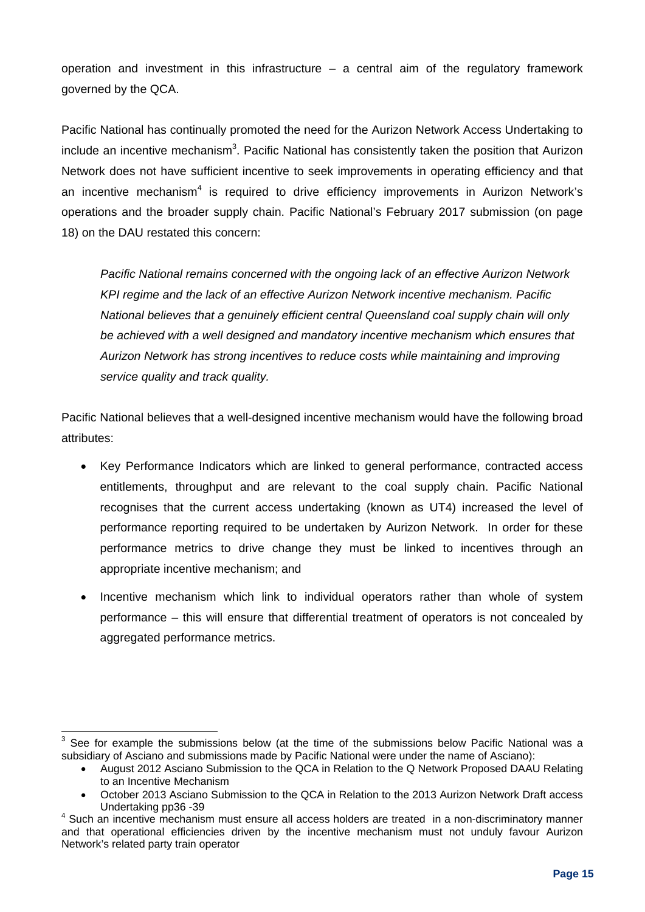operation and investment in this infrastructure – a central aim of the regulatory framework governed by the QCA.

Pacific National has continually promoted the need for the Aurizon Network Access Undertaking to include an incentive mechanism[3]. Pacific National has consistently taken the position that Aurizon Network does not have sufficient incentive to seek improvements in operating efficiency and that an incentive mechanism[4] is required to drive efficiency improvements in Aurizon Network's operations and the broader supply chain. Pacific National's February 2017 submission (on page 18) on the DAU restated this concern:

> *Pacific National remains concerned with the ongoing lack of an effective Aurizon Network KPI regime and the lack of an effective Aurizon Network incentive mechanism. Pacific National believes that a genuinely efficient central Queensland coal supply chain will only be achieved with a well designed and mandatory incentive mechanism which ensures that Aurizon Network has strong incentives to reduce costs while maintaining and improving service quality and track quality.*

Pacific National believes that a well-designed incentive mechanism would have the following broad attributes:

- Key Performance Indicators which are linked to general performance, contracted access entitlements, throughput and are relevant to the coal supply chain. Pacific National recognises that the current access undertaking (known as UT4) increased the level of performance reporting required to be undertaken by Aurizon Network. In order for these performance metrics to drive change they must be linked to incentives through an appropriate incentive mechanism; and
- Incentive mechanism which link to individual operators rather than whole of system performance – this will ensure that differential treatment of operators is not concealed by aggregated performance metrics.

---

[3] See for example the submissions below (at the time of the submissions below Pacific National was a subsidiary of Asciano and submissions made by Pacific National were under the name of Asciano):

- August 2012 Asciano Submission to the QCA in Relation to the Q Network Proposed DAAU Relating to an Incentive Mechanism
- October 2013 Asciano Submission to the QCA in Relation to the 2013 Aurizon Network Draft access Undertaking pp36 -39

[4] Such an incentive mechanism must ensure all access holders are treated in a non-discriminatory manner and that operational efficiencies driven by the incentive mechanism must not unduly favour Aurizon Network's related party train operator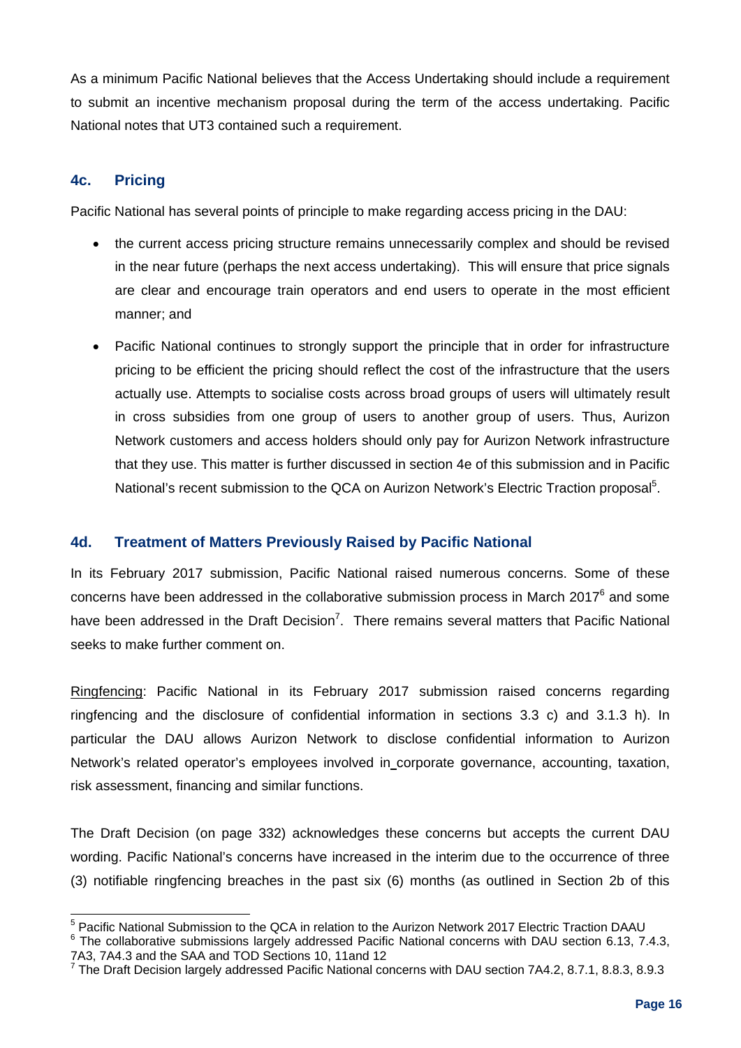As a minimum Pacific National believes that the Access Undertaking should include a requirement to submit an incentive mechanism proposal during the term of the access undertaking. Pacific National notes that UT3 contained such a requirement.

## 4c. Pricing

Pacific National has several points of principle to make regarding access pricing in the DAU:

- the current access pricing structure remains unnecessarily complex and should be revised in the near future (perhaps the next access undertaking). This will ensure that price signals are clear and encourage train operators and end users to operate in the most efficient manner; and
- Pacific National continues to strongly support the principle that in order for infrastructure pricing to be efficient the pricing should reflect the cost of the infrastructure that the users actually use. Attempts to socialise costs across broad groups of users will ultimately result in cross subsidies from one group of users to another group of users. Thus, Aurizon Network customers and access holders should only pay for Aurizon Network infrastructure that they use. This matter is further discussed in section 4e of this submission and in Pacific National's recent submission to the QCA on Aurizon Network's Electric Traction proposal[5].

## 4d. Treatment of Matters Previously Raised by Pacific National

In its February 2017 submission, Pacific National raised numerous concerns. Some of these concerns have been addressed in the collaborative submission process in March 2017[6] and some have been addressed in the Draft Decision[7]. There remains several matters that Pacific National seeks to make further comment on.

Ringfencing: Pacific National in its February 2017 submission raised concerns regarding ringfencing and the disclosure of confidential information in sections 3.3 c) and 3.1.3 h). In particular the DAU allows Aurizon Network to disclose confidential information to Aurizon Network's related operator's employees involved in corporate governance, accounting, taxation, risk assessment, financing and similar functions.

The Draft Decision (on page 332) acknowledges these concerns but accepts the current DAU wording. Pacific National's concerns have increased in the interim due to the occurrence of three (3) notifiable ringfencing breaches in the past six (6) months (as outlined in Section 2b of this

---

[5] Pacific National Submission to the QCA in relation to the Aurizon Network 2017 Electric Traction DAAU

[6] The collaborative submissions largely addressed Pacific National concerns with DAU section 6.13, 7.4.3, 7A3, 7A4.3 and the SAA and TOD Sections 10, 11and 12

[7] The Draft Decision largely addressed Pacific National concerns with DAU section 7A4.2, 8.7.1, 8.8.3, 8.9.3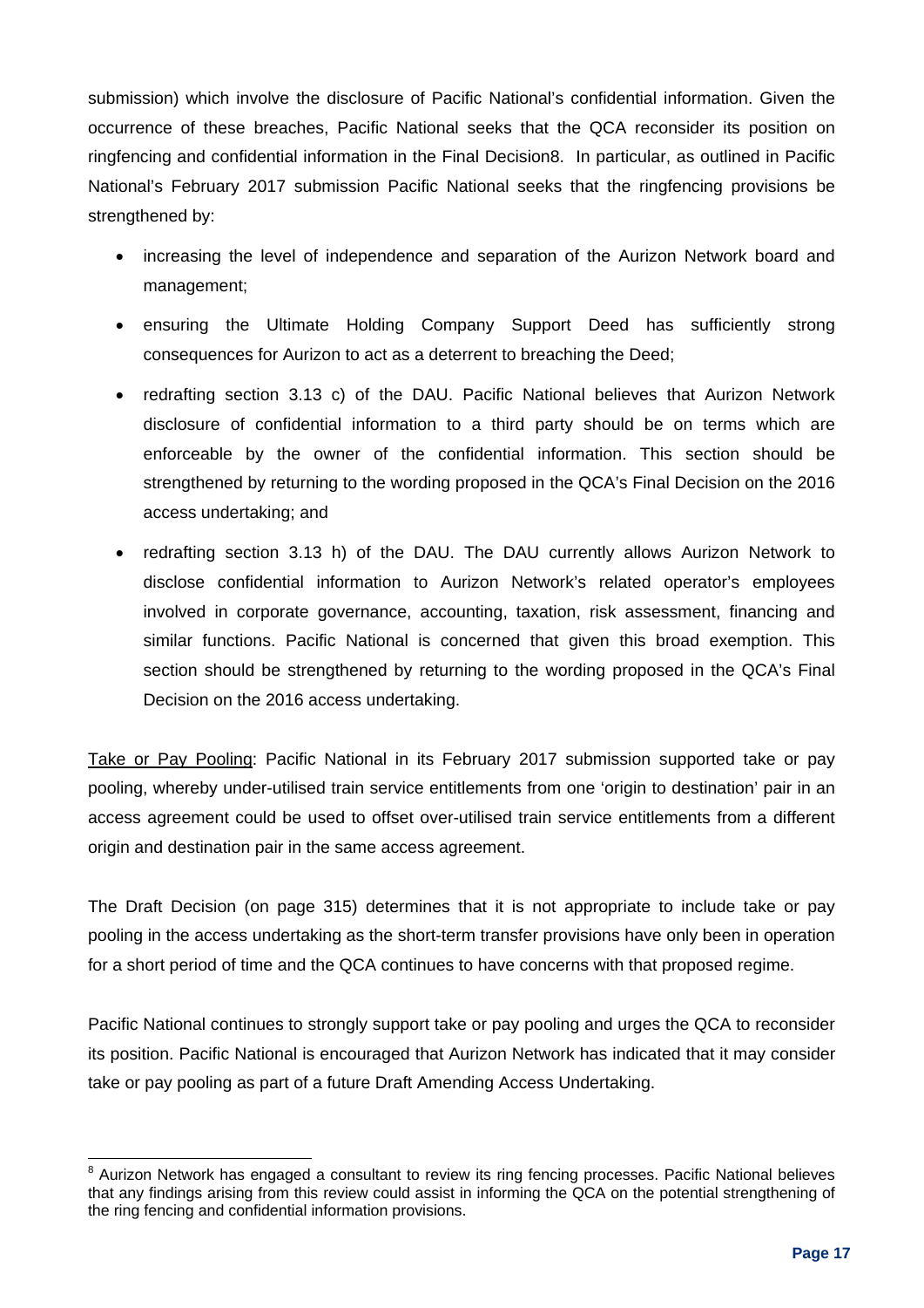submission) which involve the disclosure of Pacific National's confidential information. Given the occurrence of these breaches, Pacific National seeks that the QCA reconsider its position on ringfencing and confidential information in the Final Decision[8]. In particular, as outlined in Pacific National's February 2017 submission Pacific National seeks that the ringfencing provisions be strengthened by:

- increasing the level of independence and separation of the Aurizon Network board and management;
- ensuring the Ultimate Holding Company Support Deed has sufficiently strong consequences for Aurizon to act as a deterrent to breaching the Deed;
- redrafting section 3.13 c) of the DAU. Pacific National believes that Aurizon Network disclosure of confidential information to a third party should be on terms which are enforceable by the owner of the confidential information. This section should be strengthened by returning to the wording proposed in the QCA's Final Decision on the 2016 access undertaking; and
- redrafting section 3.13 h) of the DAU. The DAU currently allows Aurizon Network to disclose confidential information to Aurizon Network's related operator's employees involved in corporate governance, accounting, taxation, risk assessment, financing and similar functions. Pacific National is concerned that given this broad exemption. This section should be strengthened by returning to the wording proposed in the QCA's Final Decision on the 2016 access undertaking.

<u>Take or Pay Pooling</u>: Pacific National in its February 2017 submission supported take or pay pooling, whereby under-utilised train service entitlements from one 'origin to destination' pair in an access agreement could be used to offset over-utilised train service entitlements from a different origin and destination pair in the same access agreement.

The Draft Decision (on page 315) determines that it is not appropriate to include take or pay pooling in the access undertaking as the short-term transfer provisions have only been in operation for a short period of time and the QCA continues to have concerns with that proposed regime.

Pacific National continues to strongly support take or pay pooling and urges the QCA to reconsider its position. Pacific National is encouraged that Aurizon Network has indicated that it may consider take or pay pooling as part of a future Draft Amending Access Undertaking.

---

[8] Aurizon Network has engaged a consultant to review its ring fencing processes. Pacific National believes that any findings arising from this review could assist in informing the QCA on the potential strengthening of the ring fencing and confidential information provisions.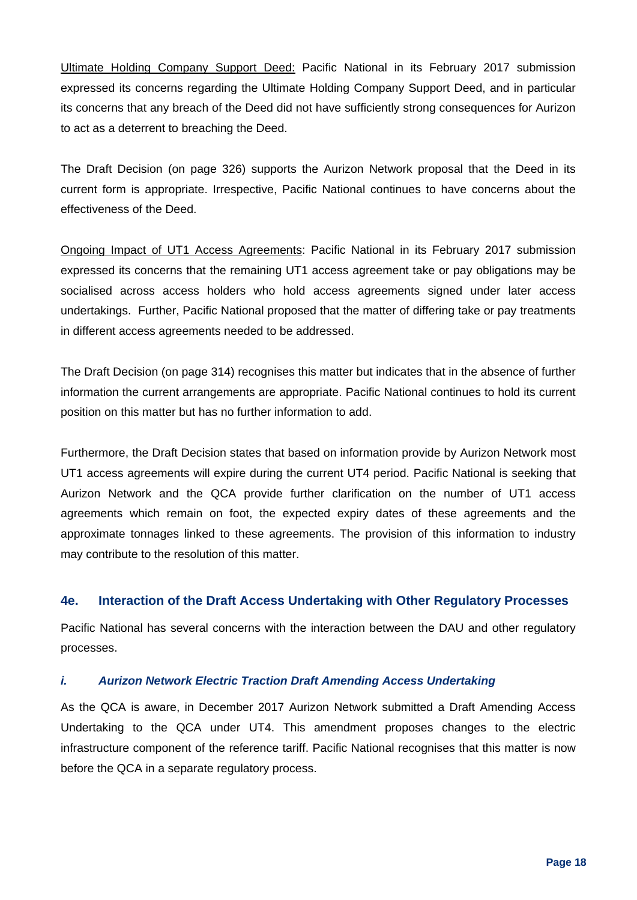Ultimate Holding Company Support Deed: Pacific National in its February 2017 submission expressed its concerns regarding the Ultimate Holding Company Support Deed, and in particular its concerns that any breach of the Deed did not have sufficiently strong consequences for Aurizon to act as a deterrent to breaching the Deed.

The Draft Decision (on page 326) supports the Aurizon Network proposal that the Deed in its current form is appropriate. Irrespective, Pacific National continues to have concerns about the effectiveness of the Deed.

Ongoing Impact of UT1 Access Agreements: Pacific National in its February 2017 submission expressed its concerns that the remaining UT1 access agreement take or pay obligations may be socialised across access holders who hold access agreements signed under later access undertakings. Further, Pacific National proposed that the matter of differing take or pay treatments in different access agreements needed to be addressed.

The Draft Decision (on page 314) recognises this matter but indicates that in the absence of further information the current arrangements are appropriate. Pacific National continues to hold its current position on this matter but has no further information to add.

Furthermore, the Draft Decision states that based on information provide by Aurizon Network most UT1 access agreements will expire during the current UT4 period. Pacific National is seeking that Aurizon Network and the QCA provide further clarification on the number of UT1 access agreements which remain on foot, the expected expiry dates of these agreements and the approximate tonnages linked to these agreements. The provision of this information to industry may contribute to the resolution of this matter.

## 4e. Interaction of the Draft Access Undertaking with Other Regulatory Processes

Pacific National has several concerns with the interaction between the DAU and other regulatory processes.

### *i. Aurizon Network Electric Traction Draft Amending Access Undertaking*

As the QCA is aware, in December 2017 Aurizon Network submitted a Draft Amending Access Undertaking to the QCA under UT4. This amendment proposes changes to the electric infrastructure component of the reference tariff. Pacific National recognises that this matter is now before the QCA in a separate regulatory process.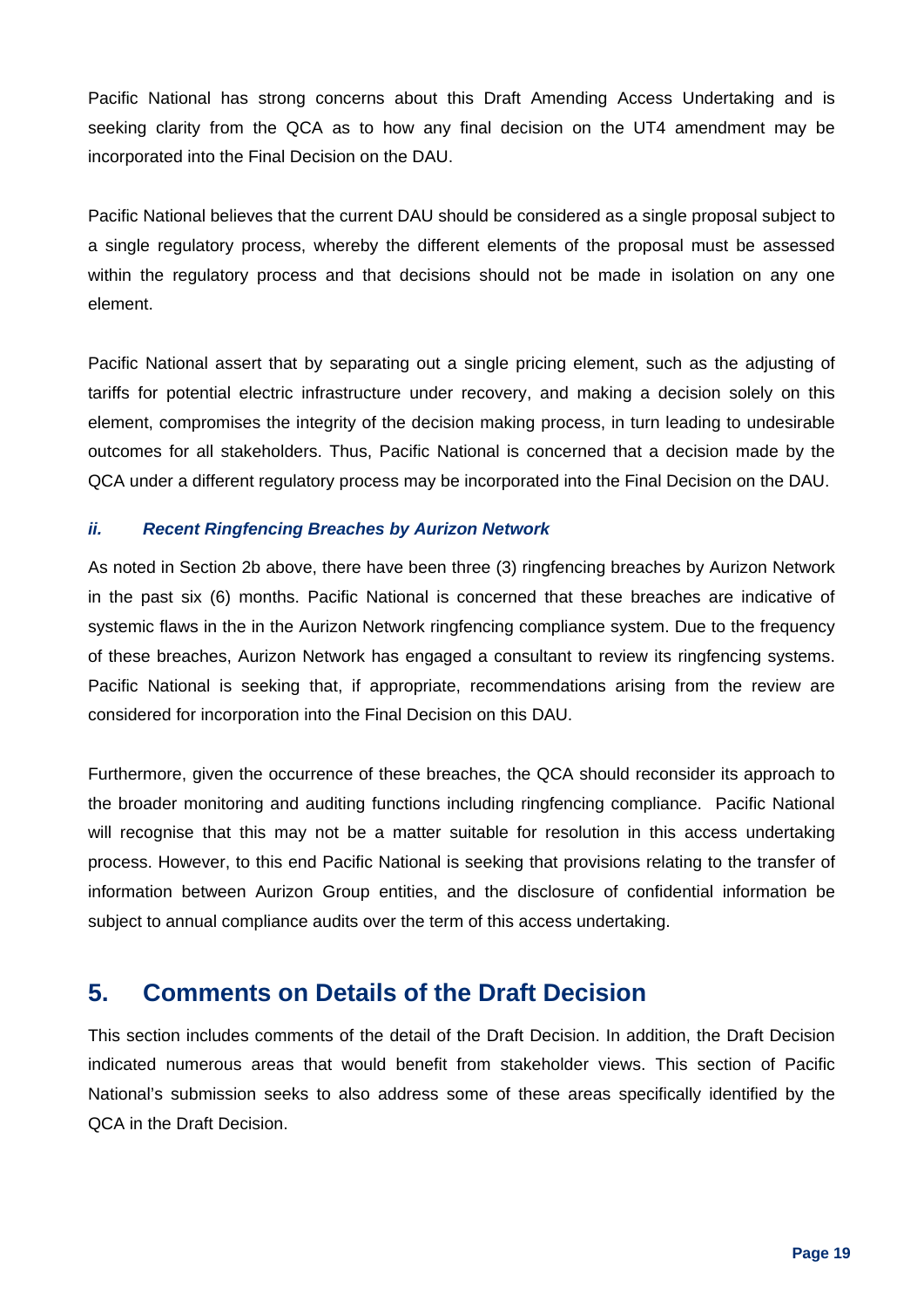Pacific National has strong concerns about this Draft Amending Access Undertaking and is seeking clarity from the QCA as to how any final decision on the UT4 amendment may be incorporated into the Final Decision on the DAU.

Pacific National believes that the current DAU should be considered as a single proposal subject to a single regulatory process, whereby the different elements of the proposal must be assessed within the regulatory process and that decisions should not be made in isolation on any one element.

Pacific National assert that by separating out a single pricing element, such as the adjusting of tariffs for potential electric infrastructure under recovery, and making a decision solely on this element, compromises the integrity of the decision making process, in turn leading to undesirable outcomes for all stakeholders. Thus, Pacific National is concerned that a decision made by the QCA under a different regulatory process may be incorporated into the Final Decision on the DAU.

### *ii. Recent Ringfencing Breaches by Aurizon Network*

As noted in Section 2b above, there have been three (3) ringfencing breaches by Aurizon Network in the past six (6) months. Pacific National is concerned that these breaches are indicative of systemic flaws in the in the Aurizon Network ringfencing compliance system. Due to the frequency of these breaches, Aurizon Network has engaged a consultant to review its ringfencing systems. Pacific National is seeking that, if appropriate, recommendations arising from the review are considered for incorporation into the Final Decision on this DAU.

Furthermore, given the occurrence of these breaches, the QCA should reconsider its approach to the broader monitoring and auditing functions including ringfencing compliance. Pacific National will recognise that this may not be a matter suitable for resolution in this access undertaking process. However, to this end Pacific National is seeking that provisions relating to the transfer of information between Aurizon Group entities, and the disclosure of confidential information be subject to annual compliance audits over the term of this access undertaking.

## 5. Comments on Details of the Draft Decision

This section includes comments of the detail of the Draft Decision. In addition, the Draft Decision indicated numerous areas that would benefit from stakeholder views. This section of Pacific National's submission seeks to also address some of these areas specifically identified by the QCA in the Draft Decision.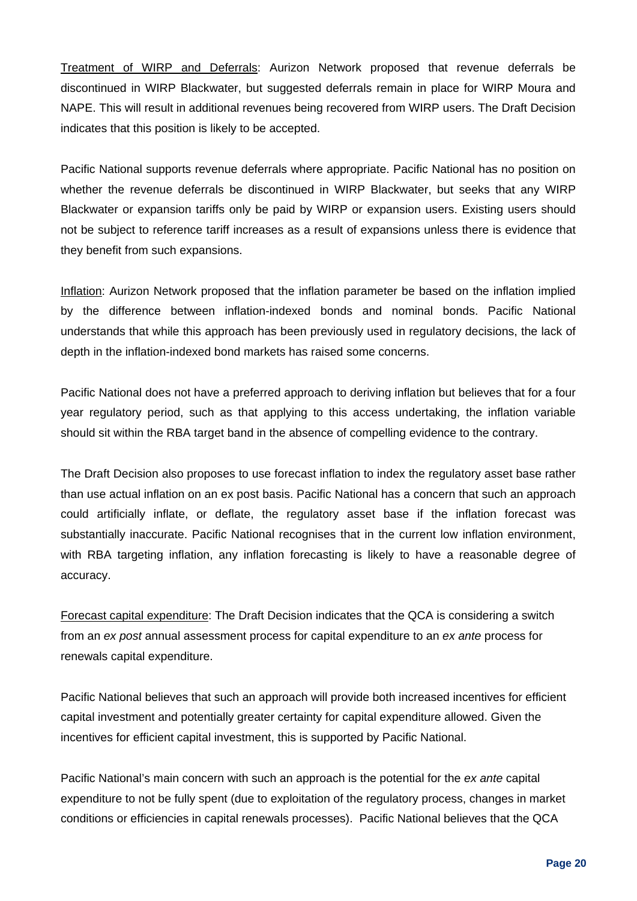<u>Treatment of WIRP and Deferrals</u>: Aurizon Network proposed that revenue deferrals be discontinued in WIRP Blackwater, but suggested deferrals remain in place for WIRP Moura and NAPE. This will result in additional revenues being recovered from WIRP users. The Draft Decision indicates that this position is likely to be accepted.

Pacific National supports revenue deferrals where appropriate. Pacific National has no position on whether the revenue deferrals be discontinued in WIRP Blackwater, but seeks that any WIRP Blackwater or expansion tariffs only be paid by WIRP or expansion users. Existing users should not be subject to reference tariff increases as a result of expansions unless there is evidence that they benefit from such expansions.

<u>Inflation</u>: Aurizon Network proposed that the inflation parameter be based on the inflation implied by the difference between inflation-indexed bonds and nominal bonds. Pacific National understands that while this approach has been previously used in regulatory decisions, the lack of depth in the inflation-indexed bond markets has raised some concerns.

Pacific National does not have a preferred approach to deriving inflation but believes that for a four year regulatory period, such as that applying to this access undertaking, the inflation variable should sit within the RBA target band in the absence of compelling evidence to the contrary.

The Draft Decision also proposes to use forecast inflation to index the regulatory asset base rather than use actual inflation on an ex post basis. Pacific National has a concern that such an approach could artificially inflate, or deflate, the regulatory asset base if the inflation forecast was substantially inaccurate. Pacific National recognises that in the current low inflation environment, with RBA targeting inflation, any inflation forecasting is likely to have a reasonable degree of accuracy.

<u>Forecast capital expenditure</u>: The Draft Decision indicates that the QCA is considering a switch from an *ex post* annual assessment process for capital expenditure to an *ex ante* process for renewals capital expenditure.

Pacific National believes that such an approach will provide both increased incentives for efficient capital investment and potentially greater certainty for capital expenditure allowed. Given the incentives for efficient capital investment, this is supported by Pacific National.

Pacific National's main concern with such an approach is the potential for the *ex ante* capital expenditure to not be fully spent (due to exploitation of the regulatory process, changes in market conditions or efficiencies in capital renewals processes). Pacific National believes that the QCA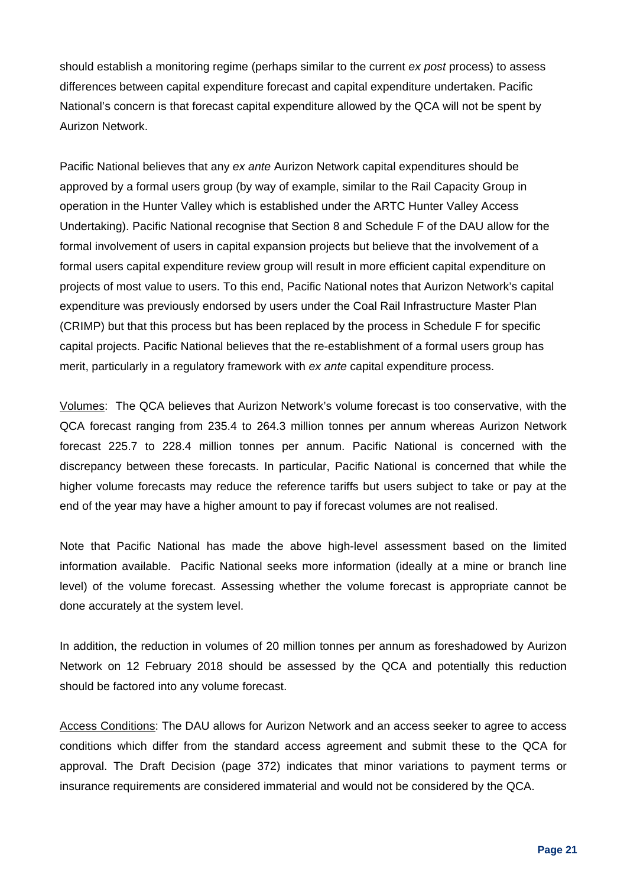should establish a monitoring regime (perhaps similar to the current *ex post* process) to assess differences between capital expenditure forecast and capital expenditure undertaken. Pacific National's concern is that forecast capital expenditure allowed by the QCA will not be spent by Aurizon Network.

Pacific National believes that any *ex ante* Aurizon Network capital expenditures should be approved by a formal users group (by way of example, similar to the Rail Capacity Group in operation in the Hunter Valley which is established under the ARTC Hunter Valley Access Undertaking). Pacific National recognise that Section 8 and Schedule F of the DAU allow for the formal involvement of users in capital expansion projects but believe that the involvement of a formal users capital expenditure review group will result in more efficient capital expenditure on projects of most value to users. To this end, Pacific National notes that Aurizon Network's capital expenditure was previously endorsed by users under the Coal Rail Infrastructure Master Plan (CRIMP) but that this process but has been replaced by the process in Schedule F for specific capital projects. Pacific National believes that the re-establishment of a formal users group has merit, particularly in a regulatory framework with *ex ante* capital expenditure process.

<u>Volumes</u>: The QCA believes that Aurizon Network's volume forecast is too conservative, with the QCA forecast ranging from 235.4 to 264.3 million tonnes per annum whereas Aurizon Network forecast 225.7 to 228.4 million tonnes per annum. Pacific National is concerned with the discrepancy between these forecasts. In particular, Pacific National is concerned that while the higher volume forecasts may reduce the reference tariffs but users subject to take or pay at the end of the year may have a higher amount to pay if forecast volumes are not realised.

Note that Pacific National has made the above high-level assessment based on the limited information available. Pacific National seeks more information (ideally at a mine or branch line level) of the volume forecast. Assessing whether the volume forecast is appropriate cannot be done accurately at the system level.

In addition, the reduction in volumes of 20 million tonnes per annum as foreshadowed by Aurizon Network on 12 February 2018 should be assessed by the QCA and potentially this reduction should be factored into any volume forecast.

<u>Access Conditions</u>: The DAU allows for Aurizon Network and an access seeker to agree to access conditions which differ from the standard access agreement and submit these to the QCA for approval. The Draft Decision (page 372) indicates that minor variations to payment terms or insurance requirements are considered immaterial and would not be considered by the QCA.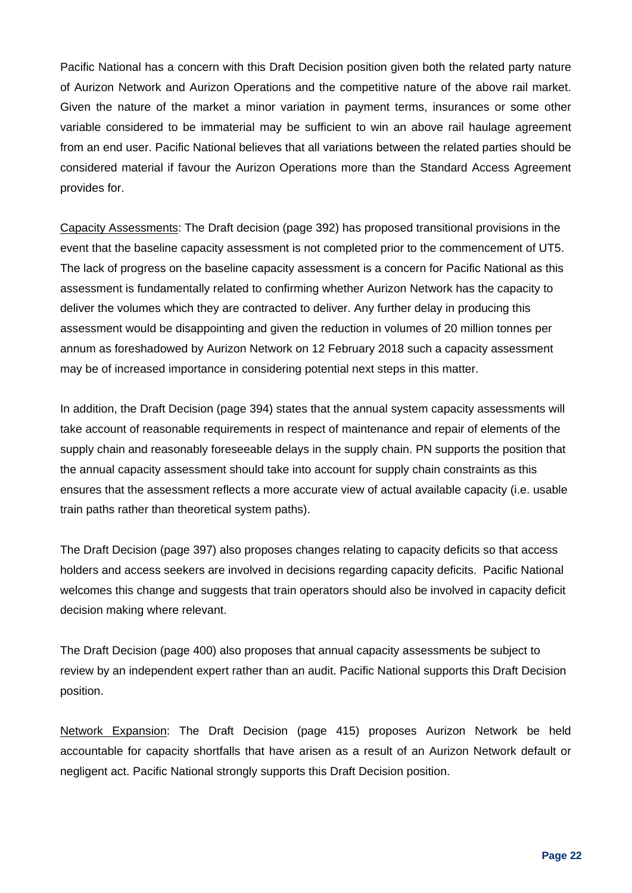Pacific National has a concern with this Draft Decision position given both the related party nature of Aurizon Network and Aurizon Operations and the competitive nature of the above rail market. Given the nature of the market a minor variation in payment terms, insurances or some other variable considered to be immaterial may be sufficient to win an above rail haulage agreement from an end user. Pacific National believes that all variations between the related parties should be considered material if favour the Aurizon Operations more than the Standard Access Agreement provides for.

Capacity Assessments: The Draft decision (page 392) has proposed transitional provisions in the event that the baseline capacity assessment is not completed prior to the commencement of UT5. The lack of progress on the baseline capacity assessment is a concern for Pacific National as this assessment is fundamentally related to confirming whether Aurizon Network has the capacity to deliver the volumes which they are contracted to deliver. Any further delay in producing this assessment would be disappointing and given the reduction in volumes of 20 million tonnes per annum as foreshadowed by Aurizon Network on 12 February 2018 such a capacity assessment may be of increased importance in considering potential next steps in this matter.

In addition, the Draft Decision (page 394) states that the annual system capacity assessments will take account of reasonable requirements in respect of maintenance and repair of elements of the supply chain and reasonably foreseeable delays in the supply chain. PN supports the position that the annual capacity assessment should take into account for supply chain constraints as this ensures that the assessment reflects a more accurate view of actual available capacity (i.e. usable train paths rather than theoretical system paths).

The Draft Decision (page 397) also proposes changes relating to capacity deficits so that access holders and access seekers are involved in decisions regarding capacity deficits. Pacific National welcomes this change and suggests that train operators should also be involved in capacity deficit decision making where relevant.

The Draft Decision (page 400) also proposes that annual capacity assessments be subject to review by an independent expert rather than an audit. Pacific National supports this Draft Decision position.

Network Expansion: The Draft Decision (page 415) proposes Aurizon Network be held accountable for capacity shortfalls that have arisen as a result of an Aurizon Network default or negligent act. Pacific National strongly supports this Draft Decision position.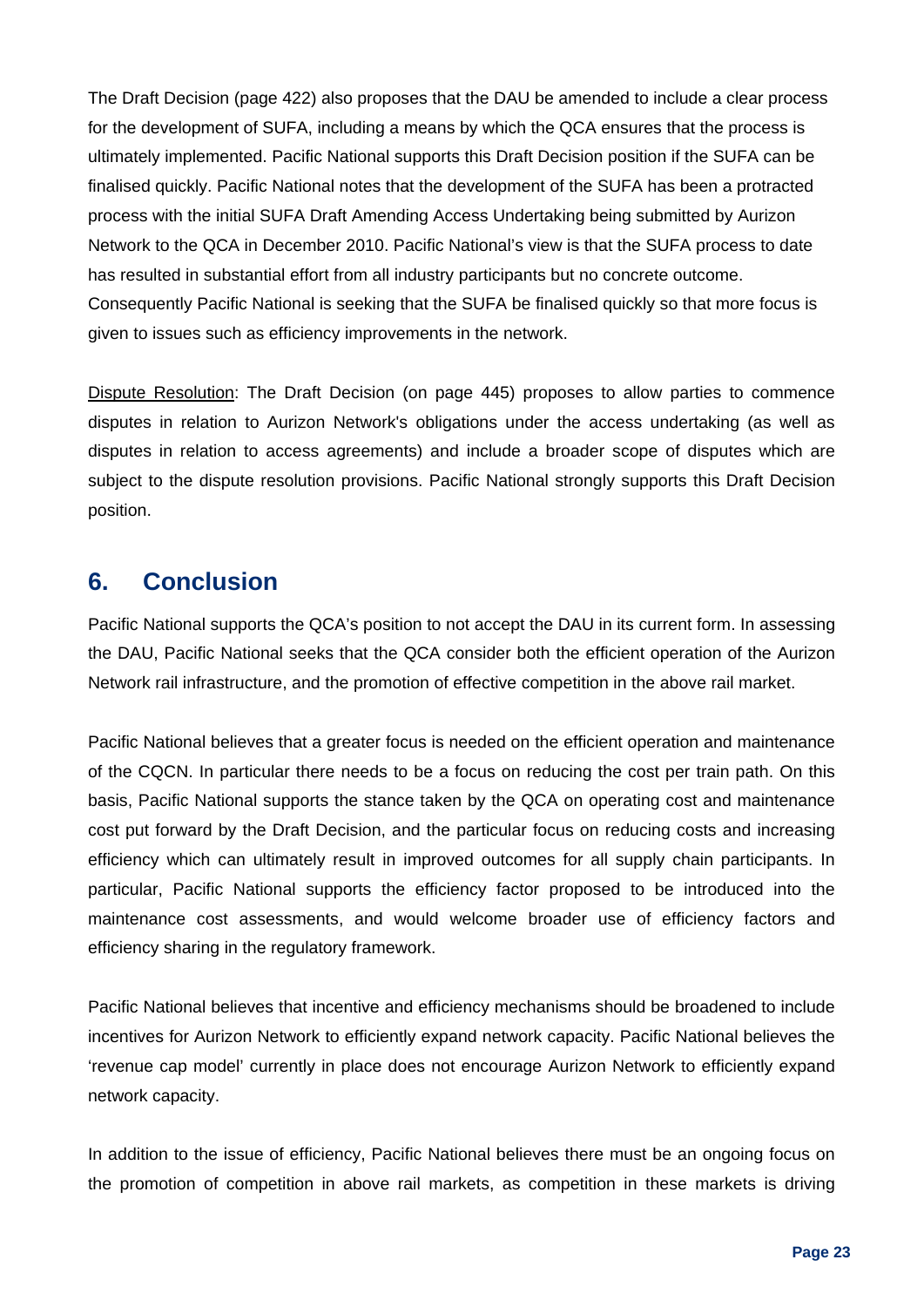The Draft Decision (page 422) also proposes that the DAU be amended to include a clear process for the development of SUFA, including a means by which the QCA ensures that the process is ultimately implemented. Pacific National supports this Draft Decision position if the SUFA can be finalised quickly. Pacific National notes that the development of the SUFA has been a protracted process with the initial SUFA Draft Amending Access Undertaking being submitted by Aurizon Network to the QCA in December 2010. Pacific National's view is that the SUFA process to date has resulted in substantial effort from all industry participants but no concrete outcome. Consequently Pacific National is seeking that the SUFA be finalised quickly so that more focus is given to issues such as efficiency improvements in the network.

Dispute Resolution: The Draft Decision (on page 445) proposes to allow parties to commence disputes in relation to Aurizon Network's obligations under the access undertaking (as well as disputes in relation to access agreements) and include a broader scope of disputes which are subject to the dispute resolution provisions. Pacific National strongly supports this Draft Decision position.

## 6. Conclusion

Pacific National supports the QCA's position to not accept the DAU in its current form. In assessing the DAU, Pacific National seeks that the QCA consider both the efficient operation of the Aurizon Network rail infrastructure, and the promotion of effective competition in the above rail market.

Pacific National believes that a greater focus is needed on the efficient operation and maintenance of the CQCN. In particular there needs to be a focus on reducing the cost per train path. On this basis, Pacific National supports the stance taken by the QCA on operating cost and maintenance cost put forward by the Draft Decision, and the particular focus on reducing costs and increasing efficiency which can ultimately result in improved outcomes for all supply chain participants. In particular, Pacific National supports the efficiency factor proposed to be introduced into the maintenance cost assessments, and would welcome broader use of efficiency factors and efficiency sharing in the regulatory framework.

Pacific National believes that incentive and efficiency mechanisms should be broadened to include incentives for Aurizon Network to efficiently expand network capacity. Pacific National believes the 'revenue cap model' currently in place does not encourage Aurizon Network to efficiently expand network capacity.

In addition to the issue of efficiency, Pacific National believes there must be an ongoing focus on the promotion of competition in above rail markets, as competition in these markets is driving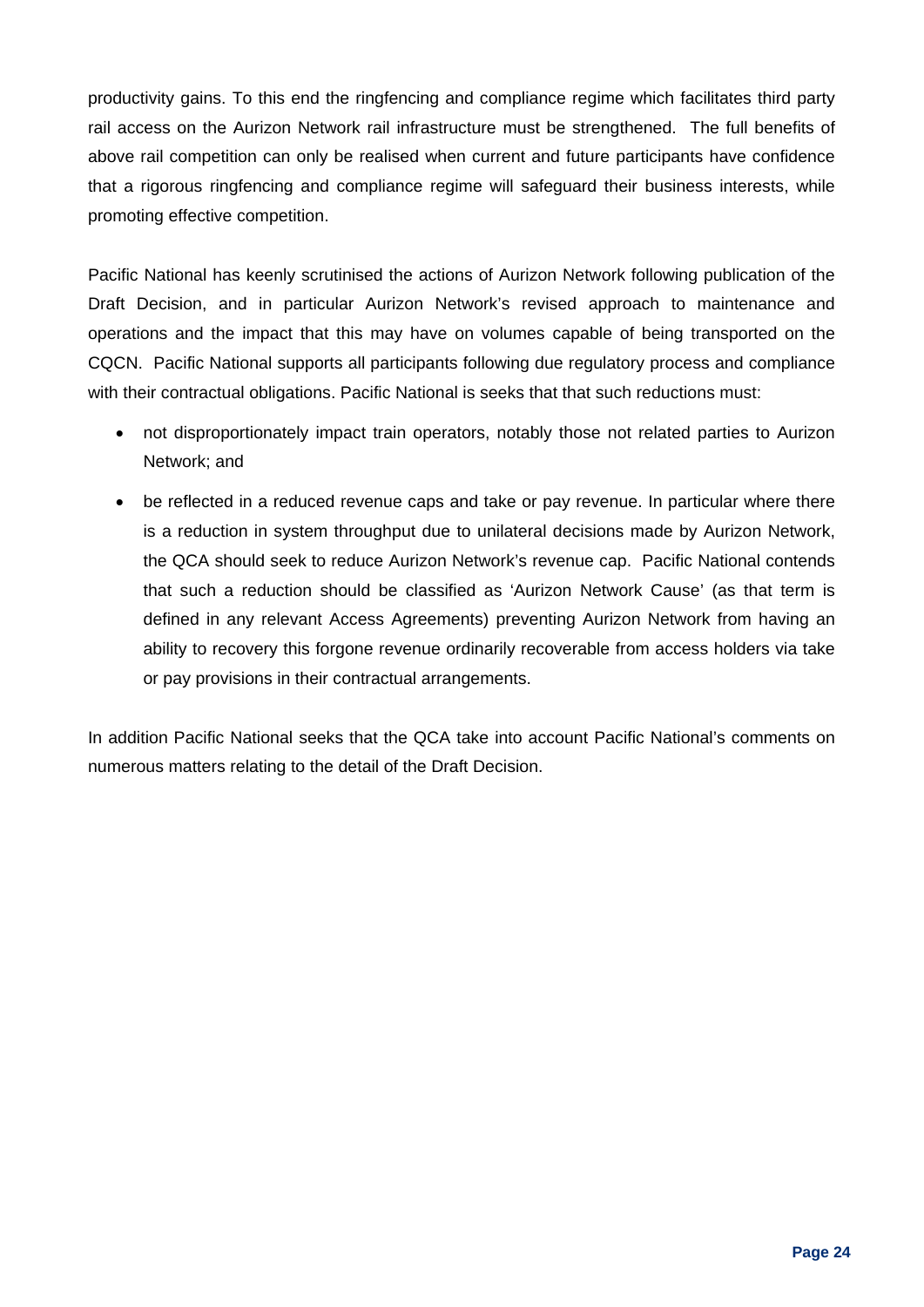productivity gains. To this end the ringfencing and compliance regime which facilitates third party rail access on the Aurizon Network rail infrastructure must be strengthened. The full benefits of above rail competition can only be realised when current and future participants have confidence that a rigorous ringfencing and compliance regime will safeguard their business interests, while promoting effective competition.

Pacific National has keenly scrutinised the actions of Aurizon Network following publication of the Draft Decision, and in particular Aurizon Network's revised approach to maintenance and operations and the impact that this may have on volumes capable of being transported on the CQCN. Pacific National supports all participants following due regulatory process and compliance with their contractual obligations. Pacific National is seeks that that such reductions must:

- not disproportionately impact train operators, notably those not related parties to Aurizon Network; and
- be reflected in a reduced revenue caps and take or pay revenue. In particular where there is a reduction in system throughput due to unilateral decisions made by Aurizon Network, the QCA should seek to reduce Aurizon Network's revenue cap. Pacific National contends that such a reduction should be classified as 'Aurizon Network Cause' (as that term is defined in any relevant Access Agreements) preventing Aurizon Network from having an ability to recovery this forgone revenue ordinarily recoverable from access holders via take or pay provisions in their contractual arrangements.

In addition Pacific National seeks that the QCA take into account Pacific National's comments on numerous matters relating to the detail of the Draft Decision.